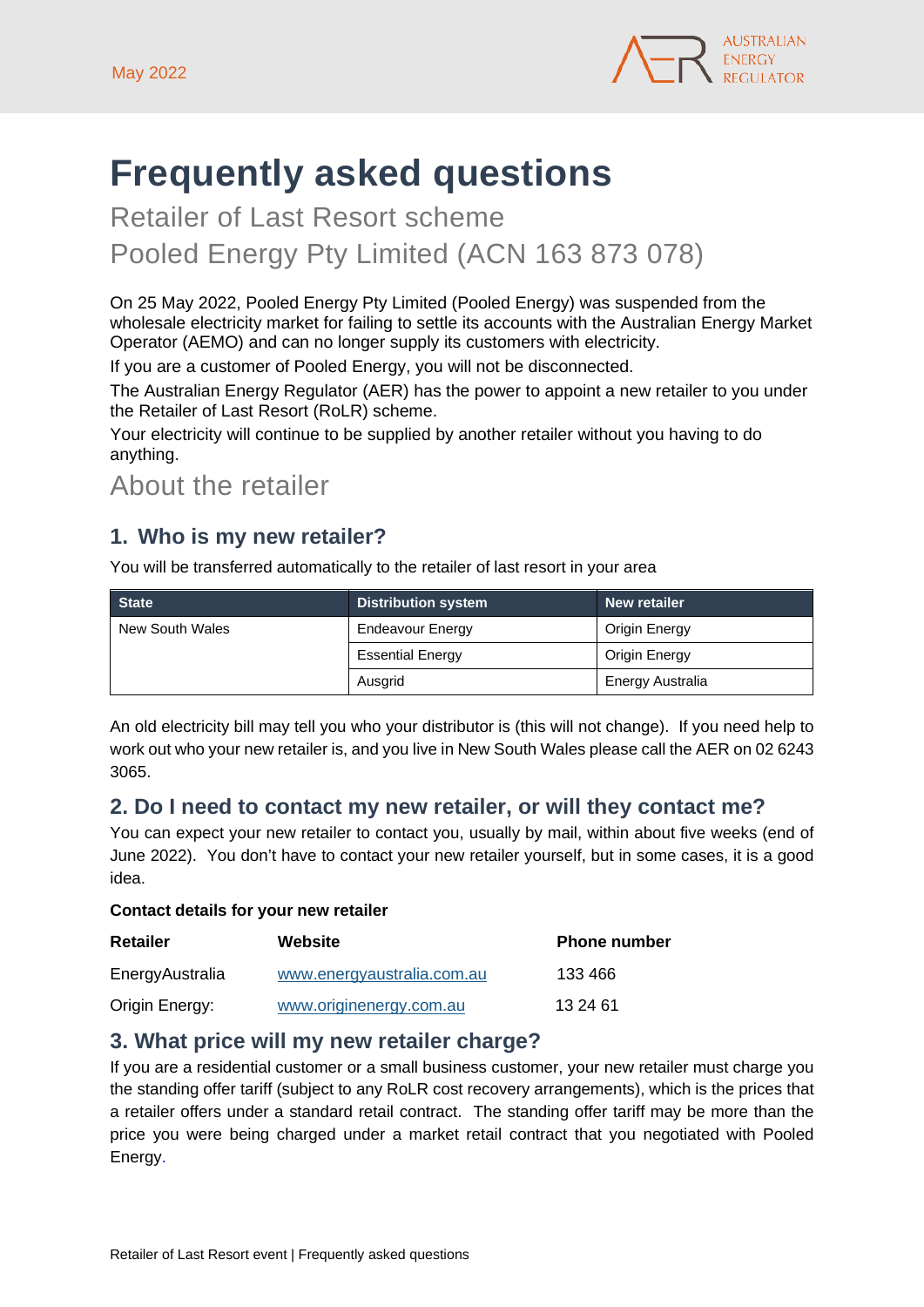May 2022

# Frequently asked questions

Retailer of Last Resort scheme

Pooled Energy Pty Limited (ACN 163 873 078)

On 25 May 2022, Pooled Energy Pty Limited (Pooled Energy) was suspended from the wholesale electricity market for failing to settle its accounts with the Australian Energy Market Operator (AEMO) and can no longer supply its customers with electricity.

If you are a customer of Pooled Energy, you will not be disconnected.

The Australian Energy Regulator (AER) has the power to appoint a new retailer to you under the Retailer of Last Resort (RoLR) scheme.

Your electricity will continue to be supplied by another retailer without you having to do anything.

## About the retailer

### 1. Who is my new retailer?

You will be transferred automatically to the retailer of last resort in your area

| State | Distribution system | New retailer |
|---|---|---|
| New South Wales | Endeavour Energy | Origin Energy |
| | Essential Energy | Origin Energy |
| | Ausgrid | Energy Australia |

An old electricity bill may tell you who your distributor is (this will not change). If you need help to work out who your new retailer is, and you live in New South Wales please call the AER on 02 6243 3065.

### 2. Do I need to contact my new retailer, or will they contact me?

You can expect your new retailer to contact you, usually by mail, within about five weeks (end of June 2022). You don't have to contact your new retailer yourself, but in some cases, it is a good idea.

**Contact details for your new retailer**

| Retailer | Website | Phone number |
|---|---|---|
| EnergyAustralia | www.energyaustralia.com.au | 133 466 |
| Origin Energy: | www.originenergy.com.au | 13 24 61 |

### 3. What price will my new retailer charge?

If you are a residential customer or a small business customer, your new retailer must charge you the standing offer tariff (subject to any RoLR cost recovery arrangements), which is the prices that a retailer offers under a standard retail contract. The standing offer tariff may be more than the price you were being charged under a market retail contract that you negotiated with Pooled Energy.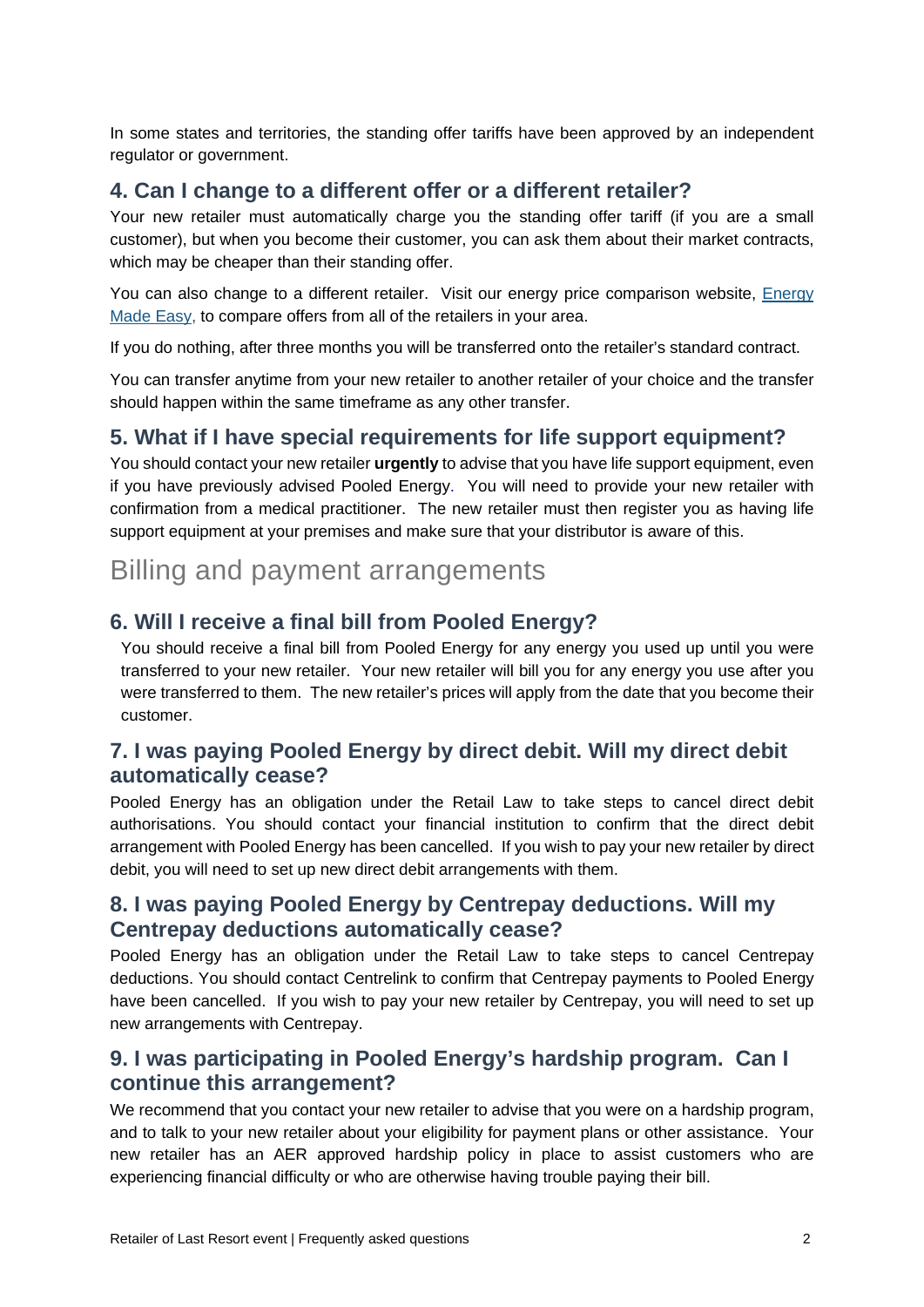In some states and territories, the standing offer tariffs have been approved by an independent regulator or government.

### 4. Can I change to a different offer or a different retailer?

Your new retailer must automatically charge you the standing offer tariff (if you are a small customer), but when you become their customer, you can ask them about their market contracts, which may be cheaper than their standing offer.

You can also change to a different retailer. Visit our energy price comparison website, [Energy Made Easy](), to compare offers from all of the retailers in your area.

If you do nothing, after three months you will be transferred onto the retailer's standard contract.

You can transfer anytime from your new retailer to another retailer of your choice and the transfer should happen within the same timeframe as any other transfer.

### 5. What if I have special requirements for life support equipment?

You should contact your new retailer **urgently** to advise that you have life support equipment, even if you have previously advised Pooled Energy. You will need to provide your new retailer with confirmation from a medical practitioner. The new retailer must then register you as having life support equipment at your premises and make sure that your distributor is aware of this.

## Billing and payment arrangements

### 6. Will I receive a final bill from Pooled Energy?

You should receive a final bill from Pooled Energy for any energy you used up until you were transferred to your new retailer. Your new retailer will bill you for any energy you use after you were transferred to them. The new retailer's prices will apply from the date that you become their customer.

### 7. I was paying Pooled Energy by direct debit. Will my direct debit automatically cease?

Pooled Energy has an obligation under the Retail Law to take steps to cancel direct debit authorisations. You should contact your financial institution to confirm that the direct debit arrangement with Pooled Energy has been cancelled. If you wish to pay your new retailer by direct debit, you will need to set up new direct debit arrangements with them.

### 8. I was paying Pooled Energy by Centrepay deductions. Will my Centrepay deductions automatically cease?

Pooled Energy has an obligation under the Retail Law to take steps to cancel Centrepay deductions. You should contact Centrelink to confirm that Centrepay payments to Pooled Energy have been cancelled. If you wish to pay your new retailer by Centrepay, you will need to set up new arrangements with Centrepay.

### 9. I was participating in Pooled Energy's hardship program. Can I continue this arrangement?

We recommend that you contact your new retailer to advise that you were on a hardship program, and to talk to your new retailer about your eligibility for payment plans or other assistance. Your new retailer has an AER approved hardship policy in place to assist customers who are experiencing financial difficulty or who are otherwise having trouble paying their bill.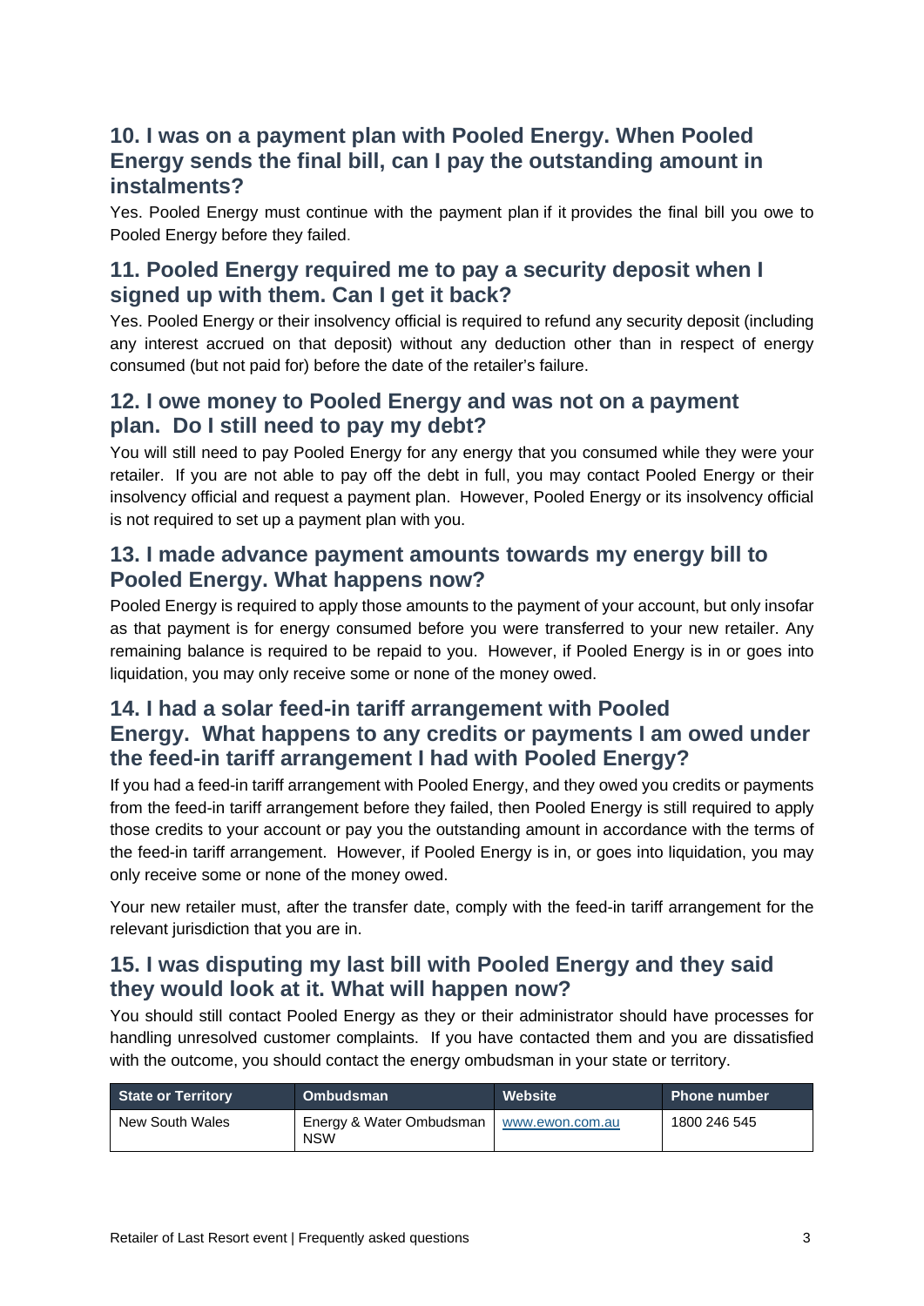## 10. I was on a payment plan with Pooled Energy. When Pooled Energy sends the final bill, can I pay the outstanding amount in instalments?

Yes. Pooled Energy must continue with the payment plan if it provides the final bill you owe to Pooled Energy before they failed.

## 11. Pooled Energy required me to pay a security deposit when I signed up with them. Can I get it back?

Yes. Pooled Energy or their insolvency official is required to refund any security deposit (including any interest accrued on that deposit) without any deduction other than in respect of energy consumed (but not paid for) before the date of the retailer's failure.

## 12. I owe money to Pooled Energy and was not on a payment plan. Do I still need to pay my debt?

You will still need to pay Pooled Energy for any energy that you consumed while they were your retailer. If you are not able to pay off the debt in full, you may contact Pooled Energy or their insolvency official and request a payment plan. However, Pooled Energy or its insolvency official is not required to set up a payment plan with you.

## 13. I made advance payment amounts towards my energy bill to Pooled Energy. What happens now?

Pooled Energy is required to apply those amounts to the payment of your account, but only insofar as that payment is for energy consumed before you were transferred to your new retailer. Any remaining balance is required to be repaid to you. However, if Pooled Energy is in or goes into liquidation, you may only receive some or none of the money owed.

## 14. I had a solar feed-in tariff arrangement with Pooled Energy. What happens to any credits or payments I am owed under the feed-in tariff arrangement I had with Pooled Energy?

If you had a feed-in tariff arrangement with Pooled Energy, and they owed you credits or payments from the feed-in tariff arrangement before they failed, then Pooled Energy is still required to apply those credits to your account or pay you the outstanding amount in accordance with the terms of the feed-in tariff arrangement. However, if Pooled Energy is in, or goes into liquidation, you may only receive some or none of the money owed.

Your new retailer must, after the transfer date, comply with the feed-in tariff arrangement for the relevant jurisdiction that you are in.

## 15. I was disputing my last bill with Pooled Energy and they said they would look at it. What will happen now?

You should still contact Pooled Energy as they or their administrator should have processes for handling unresolved customer complaints. If you have contacted them and you are dissatisfied with the outcome, you should contact the energy ombudsman in your state or territory.

| State or Territory | Ombudsman | Website | Phone number |
| --- | --- | --- | --- |
| New South Wales | Energy & Water Ombudsman NSW | www.ewon.com.au | 1800 246 545 |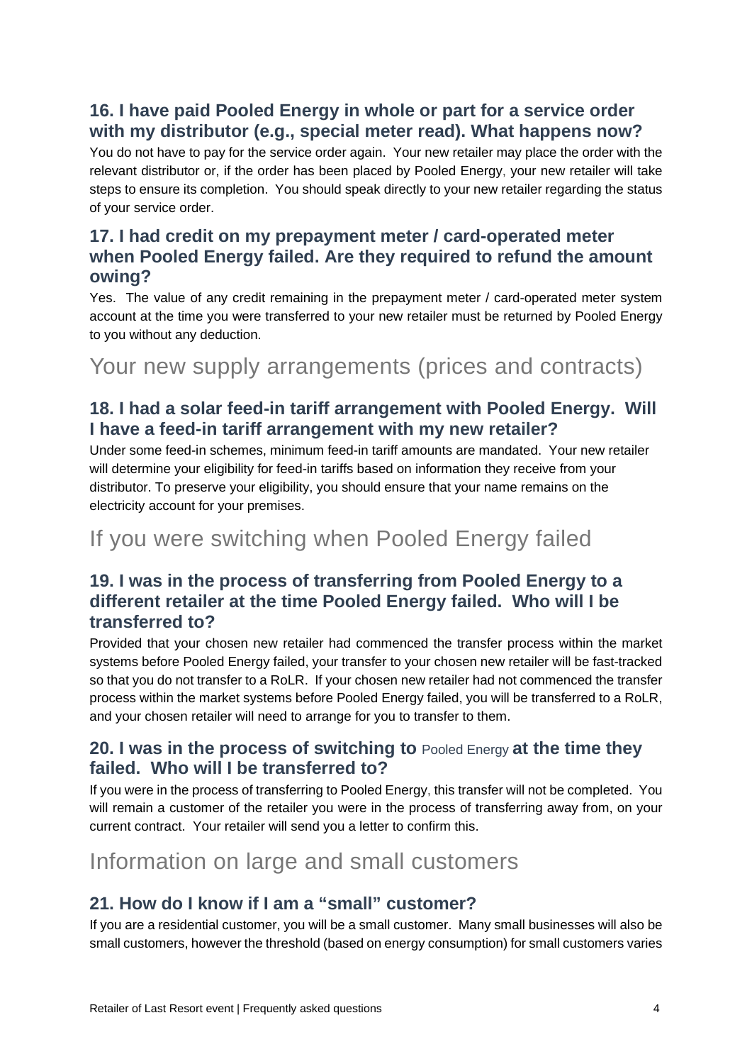### 16. I have paid Pooled Energy in whole or part for a service order with my distributor (e.g., special meter read). What happens now?

You do not have to pay for the service order again. Your new retailer may place the order with the relevant distributor or, if the order has been placed by Pooled Energy, your new retailer will take steps to ensure its completion. You should speak directly to your new retailer regarding the status of your service order.

### 17. I had credit on my prepayment meter / card-operated meter when Pooled Energy failed. Are they required to refund the amount owing?

Yes. The value of any credit remaining in the prepayment meter / card-operated meter system account at the time you were transferred to your new retailer must be returned by Pooled Energy to you without any deduction.

## Your new supply arrangements (prices and contracts)

### 18. I had a solar feed-in tariff arrangement with Pooled Energy. Will I have a feed-in tariff arrangement with my new retailer?

Under some feed-in schemes, minimum feed-in tariff amounts are mandated. Your new retailer will determine your eligibility for feed-in tariffs based on information they receive from your distributor. To preserve your eligibility, you should ensure that your name remains on the electricity account for your premises.

## If you were switching when Pooled Energy failed

### 19. I was in the process of transferring from Pooled Energy to a different retailer at the time Pooled Energy failed. Who will I be transferred to?

Provided that your chosen new retailer had commenced the transfer process within the market systems before Pooled Energy failed, your transfer to your chosen new retailer will be fast-tracked so that you do not transfer to a RoLR. If your chosen new retailer had not commenced the transfer process within the market systems before Pooled Energy failed, you will be transferred to a RoLR, and your chosen retailer will need to arrange for you to transfer to them.

### 20. I was in the process of switching to Pooled Energy at the time they failed. Who will I be transferred to?

If you were in the process of transferring to Pooled Energy, this transfer will not be completed. You will remain a customer of the retailer you were in the process of transferring away from, on your current contract. Your retailer will send you a letter to confirm this.

## Information on large and small customers

### 21. How do I know if I am a "small" customer?

If you are a residential customer, you will be a small customer. Many small businesses will also be small customers, however the threshold (based on energy consumption) for small customers varies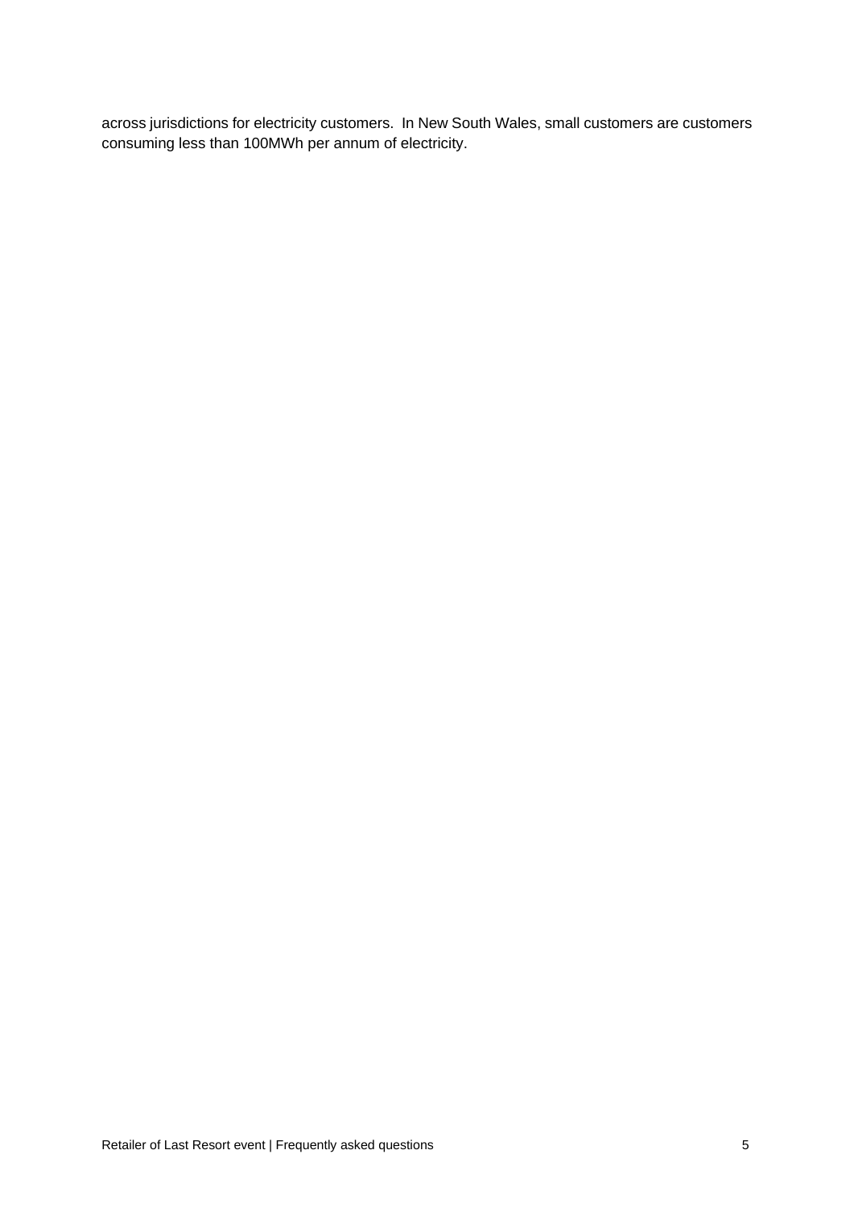across jurisdictions for electricity customers. In New South Wales, small customers are customers consuming less than 100MWh per annum of electricity.